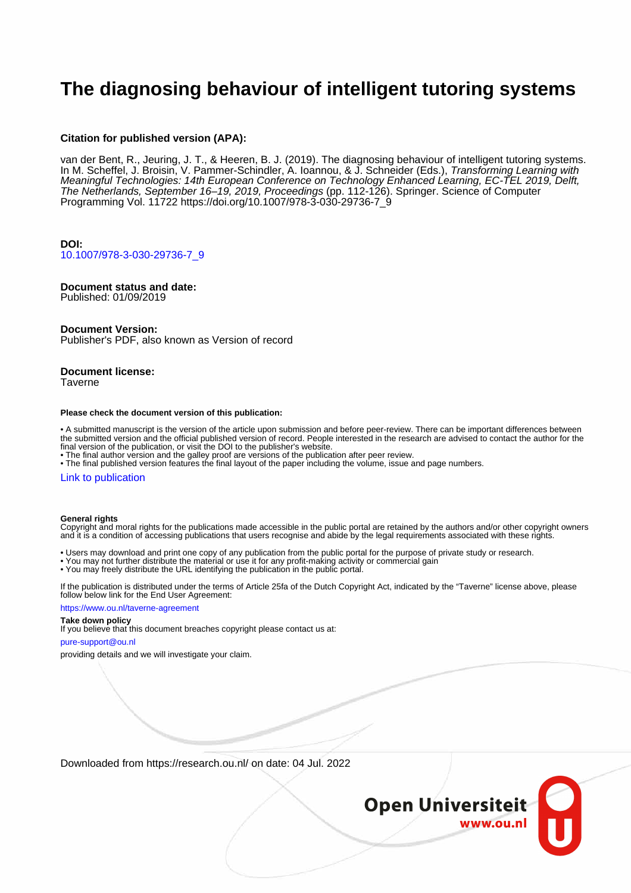# The diagnosing behaviour of intelligent tutoring systems

**Citation for published version (APA):**

van der Bent, R., Jeuring, J. T., & Heeren, B. J. (2019). The diagnosing behaviour of intelligent tutoring systems. In M. Scheffel, J. Broisin, V. Pammer-Schindler, A. Ioannou, & J. Schneider (Eds.), *Transforming Learning with Meaningful Technologies: 14th European Conference on Technology Enhanced Learning, EC-TEL 2019, Delft, The Netherlands, September 16–19, 2019, Proceedings* (pp. 112-126). Springer. Science of Computer Programming Vol. 11722 https://doi.org/10.1007/978-3-030-29736-7_9

**DOI:**
10.1007/978-3-030-29736-7_9

**Document status and date:**
Published: 01/09/2019

**Document Version:**
Publisher's PDF, also known as Version of record

**Document license:**
Taverne

**Please check the document version of this publication:**

- A submitted manuscript is the version of the article upon submission and before peer-review. There can be important differences between the submitted version and the official published version of record. People interested in the research are advised to contact the author for the final version of the publication, or visit the DOI to the publisher's website.
- The final author version and the galley proof are versions of the publication after peer review.
- The final published version features the final layout of the paper including the volume, issue and page numbers.

Link to publication

**General rights**
Copyright and moral rights for the publications made accessible in the public portal are retained by the authors and/or other copyright owners and it is a condition of accessing publications that users recognise and abide by the legal requirements associated with these rights.

- Users may download and print one copy of any publication from the public portal for the purpose of private study or research.
- You may not further distribute the material or use it for any profit-making activity or commercial gain
- You may freely distribute the URL identifying the publication in the public portal.

If the publication is distributed under the terms of Article 25fa of the Dutch Copyright Act, indicated by the "Taverne" license above, please follow below link for the End User Agreement:

https://www.ou.nl/taverne-agreement

**Take down policy**
If you believe that this document breaches copyright please contact us at:

pure-support@ou.nl

providing details and we will investigate your claim.

Downloaded from https://research.ou.nl/ on date: 04 Jul. 2022

Open Universiteit
www.ou.nl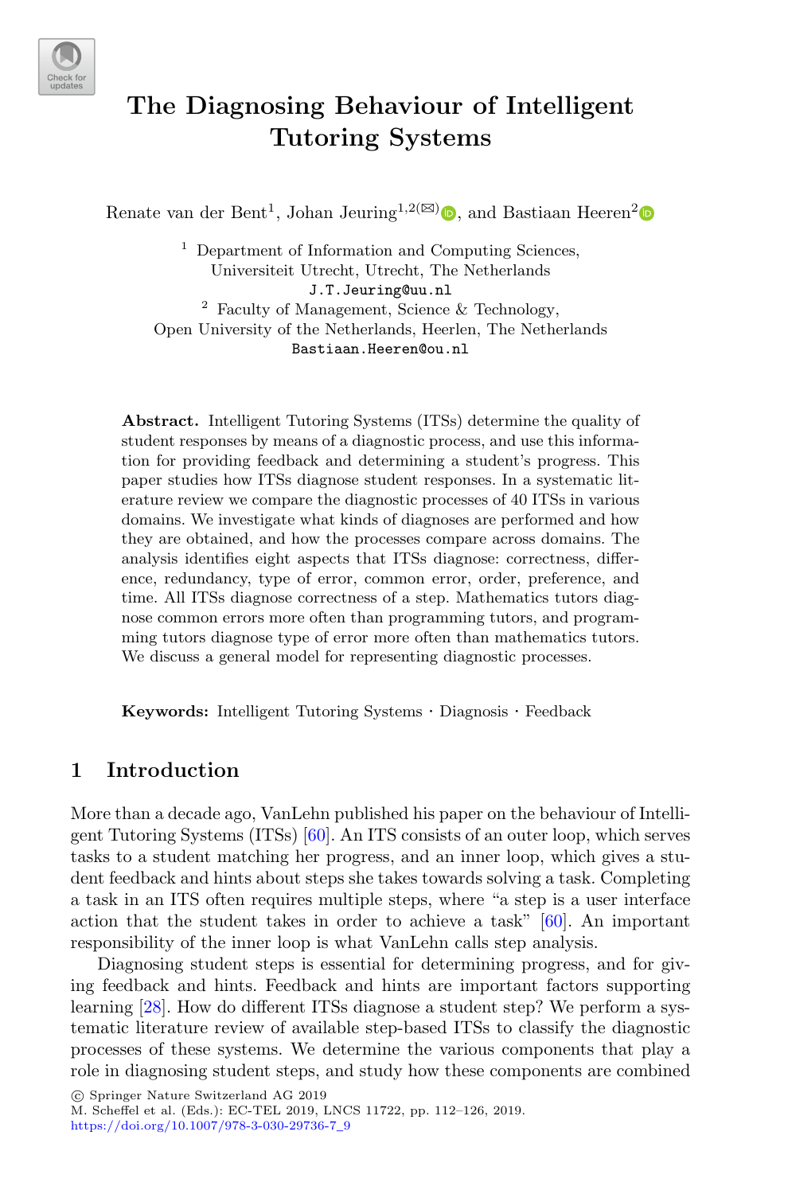# The Diagnosing Behaviour of Intelligent Tutoring Systems

Renate van der Bent[1], Johan Jeuring[1,2](✉), and Bastiaan Heeren[2]

[1] Department of Information and Computing Sciences, Universiteit Utrecht, Utrecht, The Netherlands
J.T.Jeuring@uu.nl

[2] Faculty of Management, Science & Technology, Open University of the Netherlands, Heerlen, The Netherlands
Bastiaan.Heeren@ou.nl

**Abstract.** Intelligent Tutoring Systems (ITSs) determine the quality of student responses by means of a diagnostic process, and use this information for providing feedback and determining a student's progress. This paper studies how ITSs diagnose student responses. In a systematic literature review we compare the diagnostic processes of 40 ITSs in various domains. We investigate what kinds of diagnoses are performed and how they are obtained, and how the processes compare across domains. The analysis identifies eight aspects that ITSs diagnose: correctness, difference, redundancy, type of error, common error, order, preference, and time. All ITSs diagnose correctness of a step. Mathematics tutors diagnose common errors more often than programming tutors, and programming tutors diagnose type of error more often than mathematics tutors. We discuss a general model for representing diagnostic processes.

**Keywords:** Intelligent Tutoring Systems · Diagnosis · Feedback

## 1 Introduction

More than a decade ago, VanLehn published his paper on the behaviour of Intelligent Tutoring Systems (ITSs) [60]. An ITS consists of an outer loop, which serves tasks to a student matching her progress, and an inner loop, which gives a student feedback and hints about steps she takes towards solving a task. Completing a task in an ITS often requires multiple steps, where "a step is a user interface action that the student takes in order to achieve a task" [60]. An important responsibility of the inner loop is what VanLehn calls step analysis.

Diagnosing student steps is essential for determining progress, and for giving feedback and hints. Feedback and hints are important factors supporting learning [28]. How do different ITSs diagnose a student step? We perform a systematic literature review of available step-based ITSs to classify the diagnostic processes of these systems. We determine the various components that play a role in diagnosing student steps, and study how these components are combined

© Springer Nature Switzerland AG 2019
M. Scheffel et al. (Eds.): EC-TEL 2019, LNCS 11722, pp. 112–126, 2019.
https://doi.org/10.1007/978-3-030-29736-7_9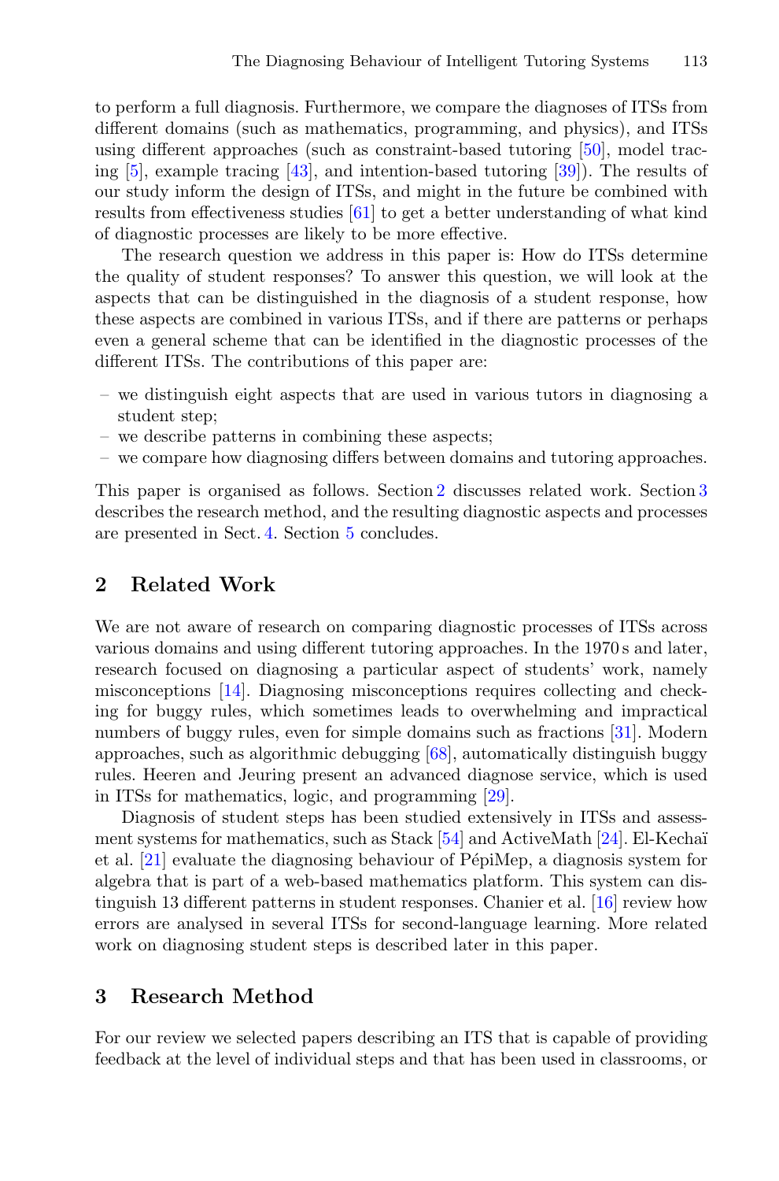to perform a full diagnosis. Furthermore, we compare the diagnoses of ITSs from different domains (such as mathematics, programming, and physics), and ITSs using different approaches (such as constraint-based tutoring [50], model tracing [5], example tracing [43], and intention-based tutoring [39]). The results of our study inform the design of ITSs, and might in the future be combined with results from effectiveness studies [61] to get a better understanding of what kind of diagnostic processes are likely to be more effective.

The research question we address in this paper is: How do ITSs determine the quality of student responses? To answer this question, we will look at the aspects that can be distinguished in the diagnosis of a student response, how these aspects are combined in various ITSs, and if there are patterns or perhaps even a general scheme that can be identified in the diagnostic processes of the different ITSs. The contributions of this paper are:

- we distinguish eight aspects that are used in various tutors in diagnosing a student step;
- we describe patterns in combining these aspects;
- we compare how diagnosing differs between domains and tutoring approaches.

This paper is organised as follows. Section 2 discusses related work. Section 3 describes the research method, and the resulting diagnostic aspects and processes are presented in Sect. 4. Section 5 concludes.

## 2 Related Work

We are not aware of research on comparing diagnostic processes of ITSs across various domains and using different tutoring approaches. In the 1970 s and later, research focused on diagnosing a particular aspect of students' work, namely misconceptions [14]. Diagnosing misconceptions requires collecting and checking for buggy rules, which sometimes leads to overwhelming and impractical numbers of buggy rules, even for simple domains such as fractions [31]. Modern approaches, such as algorithmic debugging [68], automatically distinguish buggy rules. Heeren and Jeuring present an advanced diagnose service, which is used in ITSs for mathematics, logic, and programming [29].

Diagnosis of student steps has been studied extensively in ITSs and assessment systems for mathematics, such as Stack [54] and ActiveMath [24]. El-Kechaï et al. [21] evaluate the diagnosing behaviour of PépiMep, a diagnosis system for algebra that is part of a web-based mathematics platform. This system can distinguish 13 different patterns in student responses. Chanier et al. [16] review how errors are analysed in several ITSs for second-language learning. More related work on diagnosing student steps is described later in this paper.

## 3 Research Method

For our review we selected papers describing an ITS that is capable of providing feedback at the level of individual steps and that has been used in classrooms, or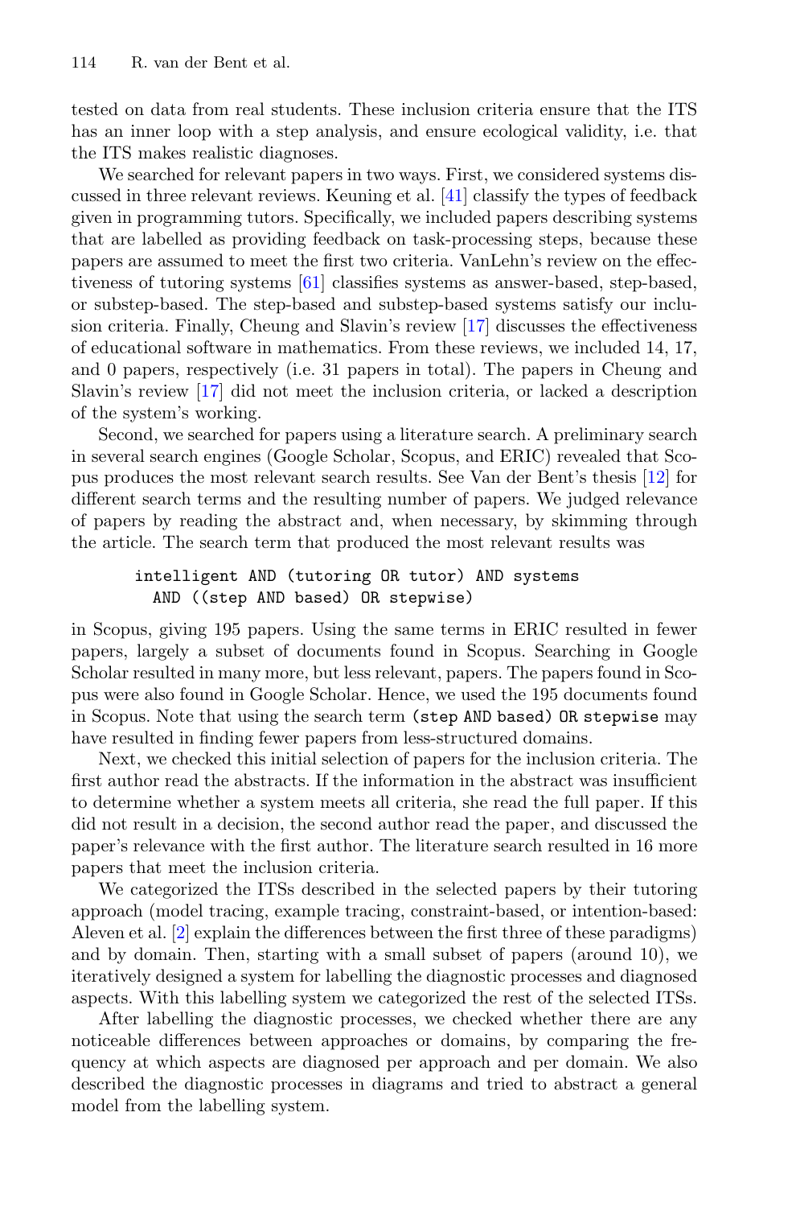tested on data from real students. These inclusion criteria ensure that the ITS has an inner loop with a step analysis, and ensure ecological validity, i.e. that the ITS makes realistic diagnoses.

We searched for relevant papers in two ways. First, we considered systems discussed in three relevant reviews. Keuning et al. [41] classify the types of feedback given in programming tutors. Specifically, we included papers describing systems that are labelled as providing feedback on task-processing steps, because these papers are assumed to meet the first two criteria. VanLehn's review on the effectiveness of tutoring systems [61] classifies systems as answer-based, step-based, or substep-based. The step-based and substep-based systems satisfy our inclusion criteria. Finally, Cheung and Slavin's review [17] discusses the effectiveness of educational software in mathematics. From these reviews, we included 14, 17, and 0 papers, respectively (i.e. 31 papers in total). The papers in Cheung and Slavin's review [17] did not meet the inclusion criteria, or lacked a description of the system's working.

Second, we searched for papers using a literature search. A preliminary search in several search engines (Google Scholar, Scopus, and ERIC) revealed that Scopus produces the most relevant search results. See Van der Bent's thesis [12] for different search terms and the resulting number of papers. We judged relevance of papers by reading the abstract and, when necessary, by skimming through the article. The search term that produced the most relevant results was

```
intelligent AND (tutoring OR tutor) AND systems
  AND ((step AND based) OR stepwise)
```

in Scopus, giving 195 papers. Using the same terms in ERIC resulted in fewer papers, largely a subset of documents found in Scopus. Searching in Google Scholar resulted in many more, but less relevant, papers. The papers found in Scopus were also found in Google Scholar. Hence, we used the 195 documents found in Scopus. Note that using the search term `(step AND based) OR stepwise` may have resulted in finding fewer papers from less-structured domains.

Next, we checked this initial selection of papers for the inclusion criteria. The first author read the abstracts. If the information in the abstract was insufficient to determine whether a system meets all criteria, she read the full paper. If this did not result in a decision, the second author read the paper, and discussed the paper's relevance with the first author. The literature search resulted in 16 more papers that meet the inclusion criteria.

We categorized the ITSs described in the selected papers by their tutoring approach (model tracing, example tracing, constraint-based, or intention-based: Aleven et al. [2] explain the differences between the first three of these paradigms) and by domain. Then, starting with a small subset of papers (around 10), we iteratively designed a system for labelling the diagnostic processes and diagnosed aspects. With this labelling system we categorized the rest of the selected ITSs.

After labelling the diagnostic processes, we checked whether there are any noticeable differences between approaches or domains, by comparing the frequency at which aspects are diagnosed per approach and per domain. We also described the diagnostic processes in diagrams and tried to abstract a general model from the labelling system.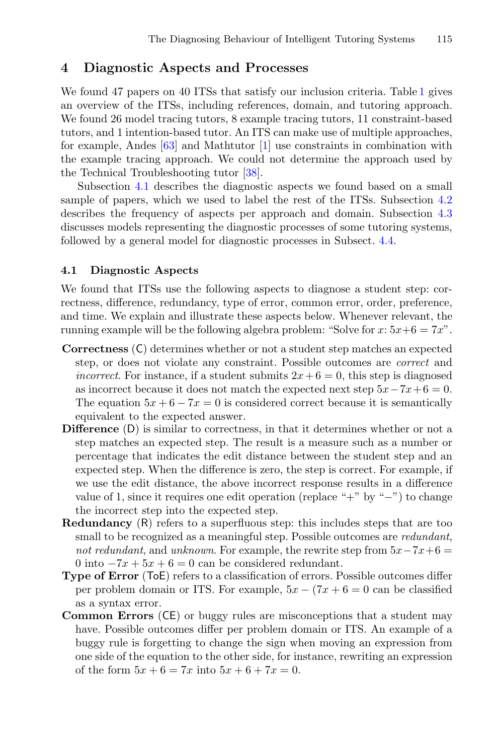## 4 Diagnostic Aspects and Processes

We found 47 papers on 40 ITSs that satisfy our inclusion criteria. Table 1 gives an overview of the ITSs, including references, domain, and tutoring approach. We found 26 model tracing tutors, 8 example tracing tutors, 11 constraint-based tutors, and 1 intention-based tutor. An ITS can make use of multiple approaches, for example, Andes [63] and Mathtutor [1] use constraints in combination with the example tracing approach. We could not determine the approach used by the Technical Troubleshooting tutor [38].

Subsection 4.1 describes the diagnostic aspects we found based on a small sample of papers, which we used to label the rest of the ITSs. Subsection 4.2 describes the frequency of aspects per approach and domain. Subsection 4.3 discusses models representing the diagnostic processes of some tutoring systems, followed by a general model for diagnostic processes in Subsect. 4.4.

### 4.1 Diagnostic Aspects

We found that ITSs use the following aspects to diagnose a student step: correctness, difference, redundancy, type of error, common error, order, preference, and time. We explain and illustrate these aspects below. Whenever relevant, the running example will be the following algebra problem: "Solve for $x$: $5x+6=7x$".

- **Correctness** (C) determines whether or not a student step matches an expected step, or does not violate any constraint. Possible outcomes are *correct* and *incorrect*. For instance, if a student submits $2x+6=0$, this step is diagnosed as incorrect because it does not match the expected next step $5x-7x+6=0$. The equation $5x+6-7x=0$ is considered correct because it is semantically equivalent to the expected answer.
- **Difference** (D) is similar to correctness, in that it determines whether or not a step matches an expected step. The result is a measure such as a number or percentage that indicates the edit distance between the student step and an expected step. When the difference is zero, the step is correct. For example, if we use the edit distance, the above incorrect response results in a difference value of 1, since it requires one edit operation (replace "+" by "−") to change the incorrect step into the expected step.
- **Redundancy** (R) refers to a superfluous step: this includes steps that are too small to be recognized as a meaningful step. Possible outcomes are *redundant*, *not redundant*, and *unknown*. For example, the rewrite step from $5x-7x+6=0$ into $-7x+5x+6=0$ can be considered redundant.
- **Type of Error** (ToE) refers to a classification of errors. Possible outcomes differ per problem domain or ITS. For example, $5x-(7x+6=0$ can be classified as a syntax error.
- **Common Errors** (CE) or buggy rules are misconceptions that a student may have. Possible outcomes differ per problem domain or ITS. An example of a buggy rule is forgetting to change the sign when moving an expression from one side of the equation to the other side, for instance, rewriting an expression of the form $5x+6=7x$ into $5x+6+7x=0$.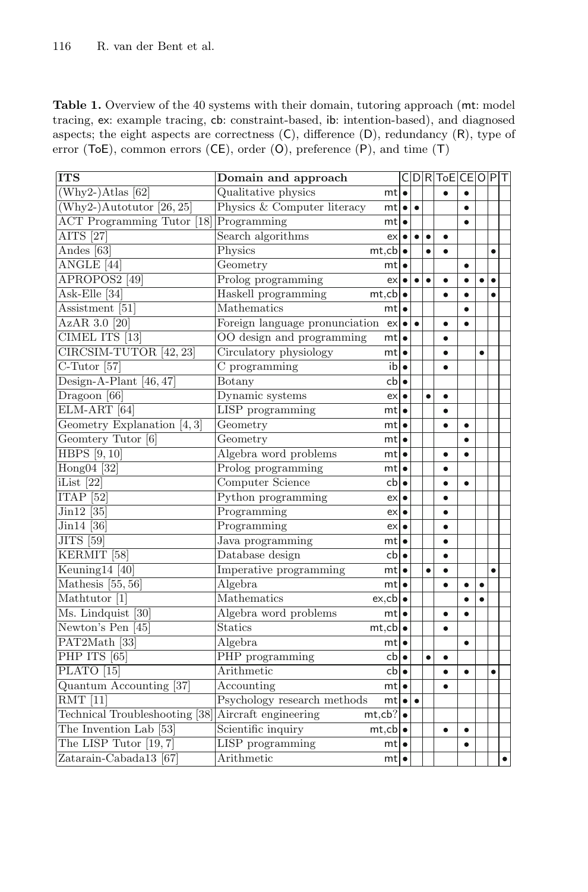**Table 1.** Overview of the 40 systems with their domain, tutoring approach (mt: model tracing, ex: example tracing, cb: constraint-based, ib: intention-based), and diagnosed aspects; the eight aspects are correctness (C), difference (D), redundancy (R), type of error (ToE), common errors (CE), order (O), preference (P), and time (T)

| ITS | Domain and approach | | C | D | R | ToE | CE | O | P | T |
|---|---|---|---|---|---|---|---|---|---|---|
| (Why2-)Atlas [62] | Qualitative physics | mt | • | | | • | • | | | |
| (Why2-)Autotutor [26, 25] | Physics & Computer literacy | mt | • | • | | | • | | | |
| ACT Programming Tutor [18] | Programming | mt | • | | | | • | | | |
| AITS [27] | Search algorithms | ex | • | • | • | • | | | | |
| Andes [63] | Physics | mt,cb | • | | • | • | | | • | |
| ANGLE [44] | Geometry | mt | • | | | | • | | | |
| APROPOS2 [49] | Prolog programming | ex | • | • | • | • | • | • | • | |
| Ask-Elle [34] | Haskell programming | mt,cb | • | | | • | • | | • | |
| Assistment [51] | Mathematics | mt | • | | | | • | | | |
| AzAR 3.0 [20] | Foreign language pronunciation | ex | • | • | | • | • | | | |
| CIMEL ITS [13] | OO design and programming | mt | • | | | • | | | | |
| CIRCSIM-TUTOR [42, 23] | Circulatory physiology | mt | • | | | • | | • | | |
| C-Tutor [57] | C programming | ib | • | | | • | | | | |
| Design-A-Plant [46, 47] | Botany | cb | • | | | | | | | |
| Dragoon [66] | Dynamic systems | ex | • | | • | • | | | | |
| ELM-ART [64] | LISP programming | mt | • | | | • | | | | |
| Geometry Explanation [4, 3] | Geometry | mt | • | | | • | • | | | |
| Geomtery Tutor [6] | Geometry | mt | • | | | | • | | | |
| HBPS [9, 10] | Algebra word problems | mt | • | | | • | • | | | |
| Hong04 [32] | Prolog programming | mt | • | | | • | | | | |
| iList [22] | Computer Science | cb | • | | | • | • | | | |
| ITAP [52] | Python programming | ex | • | | | • | | | | |
| Jin12 [35] | Programming | ex | • | | | • | | | | |
| Jin14 [36] | Programming | ex | • | | | • | | | | |
| JITS [59] | Java programming | mt | • | | | • | | | | |
| KERMIT [58] | Database design | cb | • | | | • | | | | |
| Keuning14 [40] | Imperative programming | mt | • | | • | • | | | • | |
| Mathesis [55, 56] | Algebra | mt | • | | | • | • | • | | |
| Mathtutor [1] | Mathematics | ex,cb | • | | | | • | • | | |
| Ms. Lindquist [30] | Algebra word problems | mt | • | | | • | • | | | |
| Newton's Pen [45] | Statics | mt,cb | • | | | • | | | | |
| PAT2Math [33] | Algebra | mt | • | | | | • | | | |
| PHP ITS [65] | PHP programming | cb | • | | • | • | | | | |
| PLATO [15] | Arithmetic | cb | • | | | • | • | | • | |
| Quantum Accounting [37] | Accounting | mt | • | | | • | | | | |
| RMT [11] | Psychology research methods | mt | • | • | | | | | | |
| Technical Troubleshooting [38] | Aircraft engineering | mt,cb? | • | | | | | | | |
| The Invention Lab [53] | Scientific inquiry | mt,cb | • | | | • | • | | | |
| The LISP Tutor [19, 7] | LISP programming | mt | • | | | | • | | | |
| Zatarain-Cabada13 [67] | Arithmetic | mt | • | | | | | | | • |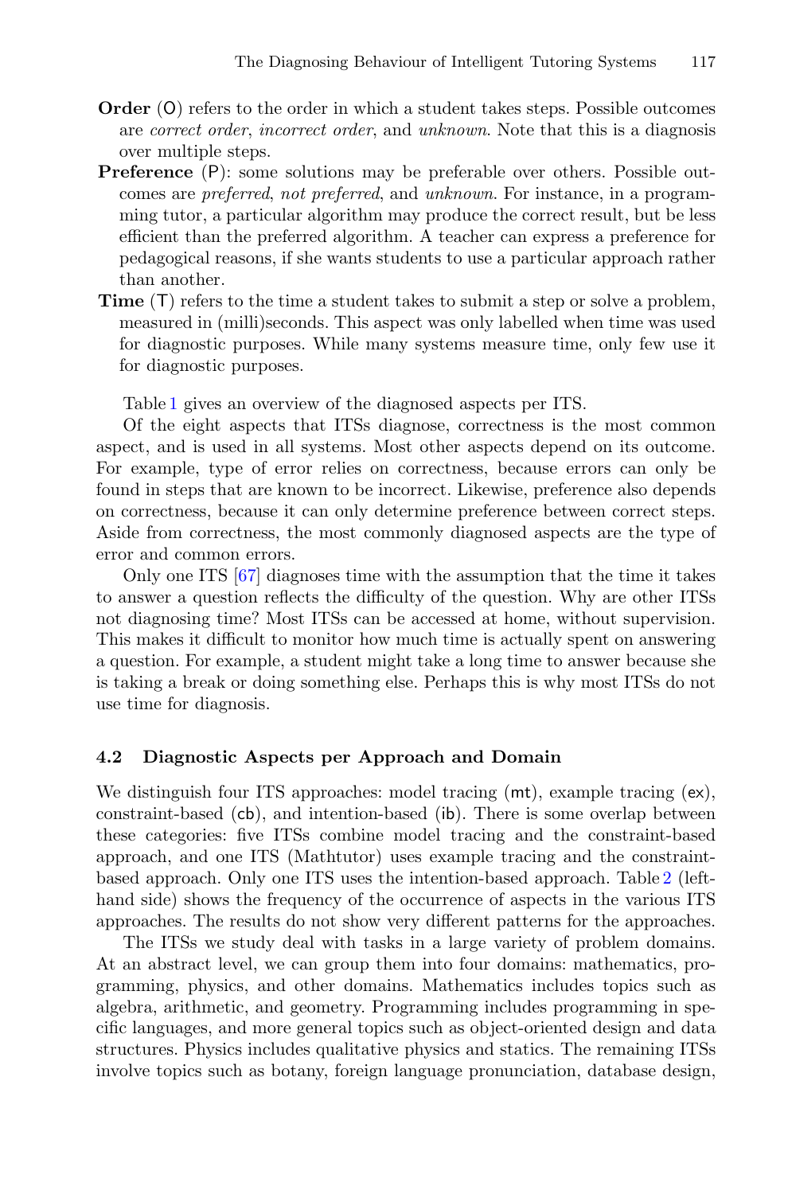- **Order** (O) refers to the order in which a student takes steps. Possible outcomes are *correct order*, *incorrect order*, and *unknown*. Note that this is a diagnosis over multiple steps.
- **Preference** (P): some solutions may be preferable over others. Possible outcomes are *preferred*, *not preferred*, and *unknown*. For instance, in a programming tutor, a particular algorithm may produce the correct result, but be less efficient than the preferred algorithm. A teacher can express a preference for pedagogical reasons, if she wants students to use a particular approach rather than another.
- **Time** (T) refers to the time a student takes to submit a step or solve a problem, measured in (milli)seconds. This aspect was only labelled when time was used for diagnostic purposes. While many systems measure time, only few use it for diagnostic purposes.

Table 1 gives an overview of the diagnosed aspects per ITS.

Of the eight aspects that ITSs diagnose, correctness is the most common aspect, and is used in all systems. Most other aspects depend on its outcome. For example, type of error relies on correctness, because errors can only be found in steps that are known to be incorrect. Likewise, preference also depends on correctness, because it can only determine preference between correct steps. Aside from correctness, the most commonly diagnosed aspects are the type of error and common errors.

Only one ITS [67] diagnoses time with the assumption that the time it takes to answer a question reflects the difficulty of the question. Why are other ITSs not diagnosing time? Most ITSs can be accessed at home, without supervision. This makes it difficult to monitor how much time is actually spent on answering a question. For example, a student might take a long time to answer because she is taking a break or doing something else. Perhaps this is why most ITSs do not use time for diagnosis.

### 4.2 Diagnostic Aspects per Approach and Domain

We distinguish four ITS approaches: model tracing (mt), example tracing (ex), constraint-based (cb), and intention-based (ib). There is some overlap between these categories: five ITSs combine model tracing and the constraint-based approach, and one ITS (Mathtutor) uses example tracing and the constraint-based approach. Only one ITS uses the intention-based approach. Table 2 (left-hand side) shows the frequency of the occurrence of aspects in the various ITS approaches. The results do not show very different patterns for the approaches.

The ITSs we study deal with tasks in a large variety of problem domains. At an abstract level, we can group them into four domains: mathematics, programming, physics, and other domains. Mathematics includes topics such as algebra, arithmetic, and geometry. Programming includes programming in specific languages, and more general topics such as object-oriented design and data structures. Physics includes qualitative physics and statics. The remaining ITSs involve topics such as botany, foreign language pronunciation, database design,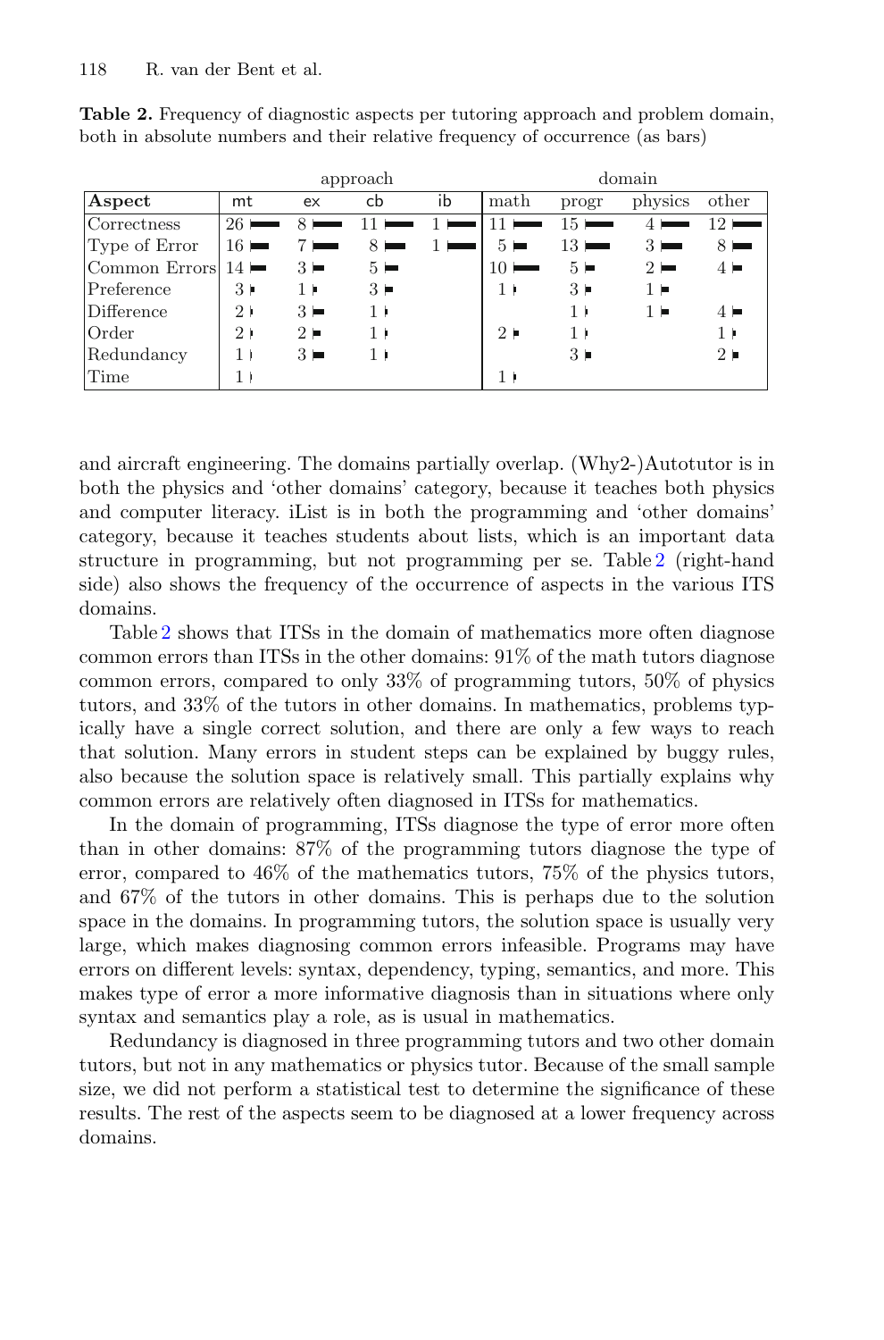**Table 2.** Frequency of diagnostic aspects per tutoring approach and problem domain, both in absolute numbers and their relative frequency of occurrence (as bars)

| | approach | | | | domain | | | |
|---|---|---|---|---|---|---|---|---|
| **Aspect** | mt | ex | cb | ib | math | progr | physics | other |
| Correctness | 26 | 8 | 11 | 1 | 11 | 15 | 4 | 12 |
| Type of Error | 16 | 7 | 8 | 1 | 5 | 13 | 3 | 8 |
| Common Errors | 14 | 3 | 5 | | 10 | 5 | 2 | 4 |
| Preference | 3 | 1 | 3 | | 1 | 3 | 1 | |
| Difference | 2 | 3 | 1 | | | 1 | 1 | 4 |
| Order | 2 | 2 | 1 | | 2 | 1 | | 1 |
| Redundancy | 1 | 3 | 1 | | | 3 | | 2 |
| Time | 1 | | | | 1 | | | |

and aircraft engineering. The domains partially overlap. (Why2-)Autotutor is in both the physics and 'other domains' category, because it teaches both physics and computer literacy. iList is in both the programming and 'other domains' category, because it teaches students about lists, which is an important data structure in programming, but not programming per se. Table 2 (right-hand side) also shows the frequency of the occurrence of aspects in the various ITS domains.

Table 2 shows that ITSs in the domain of mathematics more often diagnose common errors than ITSs in the other domains: 91% of the math tutors diagnose common errors, compared to only 33% of programming tutors, 50% of physics tutors, and 33% of the tutors in other domains. In mathematics, problems typically have a single correct solution, and there are only a few ways to reach that solution. Many errors in student steps can be explained by buggy rules, also because the solution space is relatively small. This partially explains why common errors are relatively often diagnosed in ITSs for mathematics.

In the domain of programming, ITSs diagnose the type of error more often than in other domains: 87% of the programming tutors diagnose the type of error, compared to 46% of the mathematics tutors, 75% of the physics tutors, and 67% of the tutors in other domains. This is perhaps due to the solution space in the domains. In programming tutors, the solution space is usually very large, which makes diagnosing common errors infeasible. Programs may have errors on different levels: syntax, dependency, typing, semantics, and more. This makes type of error a more informative diagnosis than in situations where only syntax and semantics play a role, as is usual in mathematics.

Redundancy is diagnosed in three programming tutors and two other domain tutors, but not in any mathematics or physics tutor. Because of the small sample size, we did not perform a statistical test to determine the significance of these results. The rest of the aspects seem to be diagnosed at a lower frequency across domains.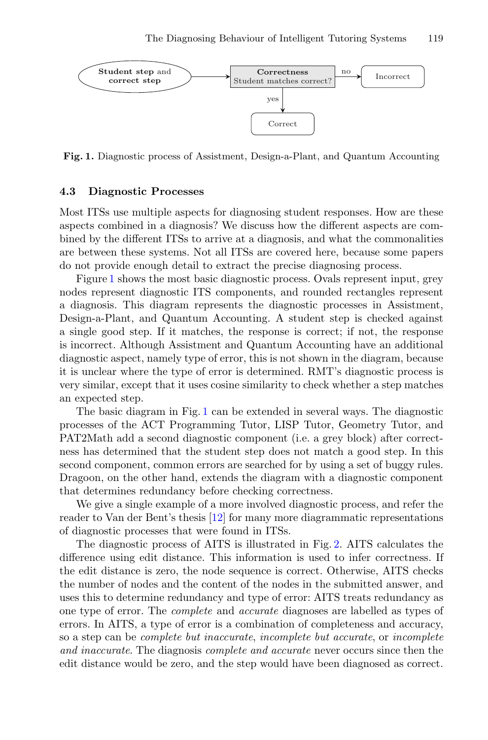Student step and correct step

Correctness
Student matches correct?

no

Incorrect

yes

Correct

**Fig. 1.** Diagnostic process of Assistment, Design-a-Plant, and Quantum Accounting

### 4.3 Diagnostic Processes

Most ITSs use multiple aspects for diagnosing student responses. How are these aspects combined in a diagnosis? We discuss how the different aspects are combined by the different ITSs to arrive at a diagnosis, and what the commonalities are between these systems. Not all ITSs are covered here, because some papers do not provide enough detail to extract the precise diagnosing process.

Figure 1 shows the most basic diagnostic process. Ovals represent input, grey nodes represent diagnostic ITS components, and rounded rectangles represent a diagnosis. This diagram represents the diagnostic processes in Assistment, Design-a-Plant, and Quantum Accounting. A student step is checked against a single good step. If it matches, the response is correct; if not, the response is incorrect. Although Assistment and Quantum Accounting have an additional diagnostic aspect, namely type of error, this is not shown in the diagram, because it is unclear where the type of error is determined. RMT's diagnostic process is very similar, except that it uses cosine similarity to check whether a step matches an expected step.

The basic diagram in Fig. 1 can be extended in several ways. The diagnostic processes of the ACT Programming Tutor, LISP Tutor, Geometry Tutor, and PAT2Math add a second diagnostic component (i.e. a grey block) after correctness has determined that the student step does not match a good step. In this second component, common errors are searched for by using a set of buggy rules. Dragoon, on the other hand, extends the diagram with a diagnostic component that determines redundancy before checking correctness.

We give a single example of a more involved diagnostic process, and refer the reader to Van der Bent's thesis [12] for many more diagrammatic representations of diagnostic processes that were found in ITSs.

The diagnostic process of AITS is illustrated in Fig. 2. AITS calculates the difference using edit distance. This information is used to infer correctness. If the edit distance is zero, the node sequence is correct. Otherwise, AITS checks the number of nodes and the content of the nodes in the submitted answer, and uses this to determine redundancy and type of error: AITS treats redundancy as one type of error. The *complete* and *accurate* diagnoses are labelled as types of errors. In AITS, a type of error is a combination of completeness and accuracy, so a step can be *complete but inaccurate*, *incomplete but accurate*, or *incomplete and inaccurate*. The diagnosis *complete and accurate* never occurs since then the edit distance would be zero, and the step would have been diagnosed as correct.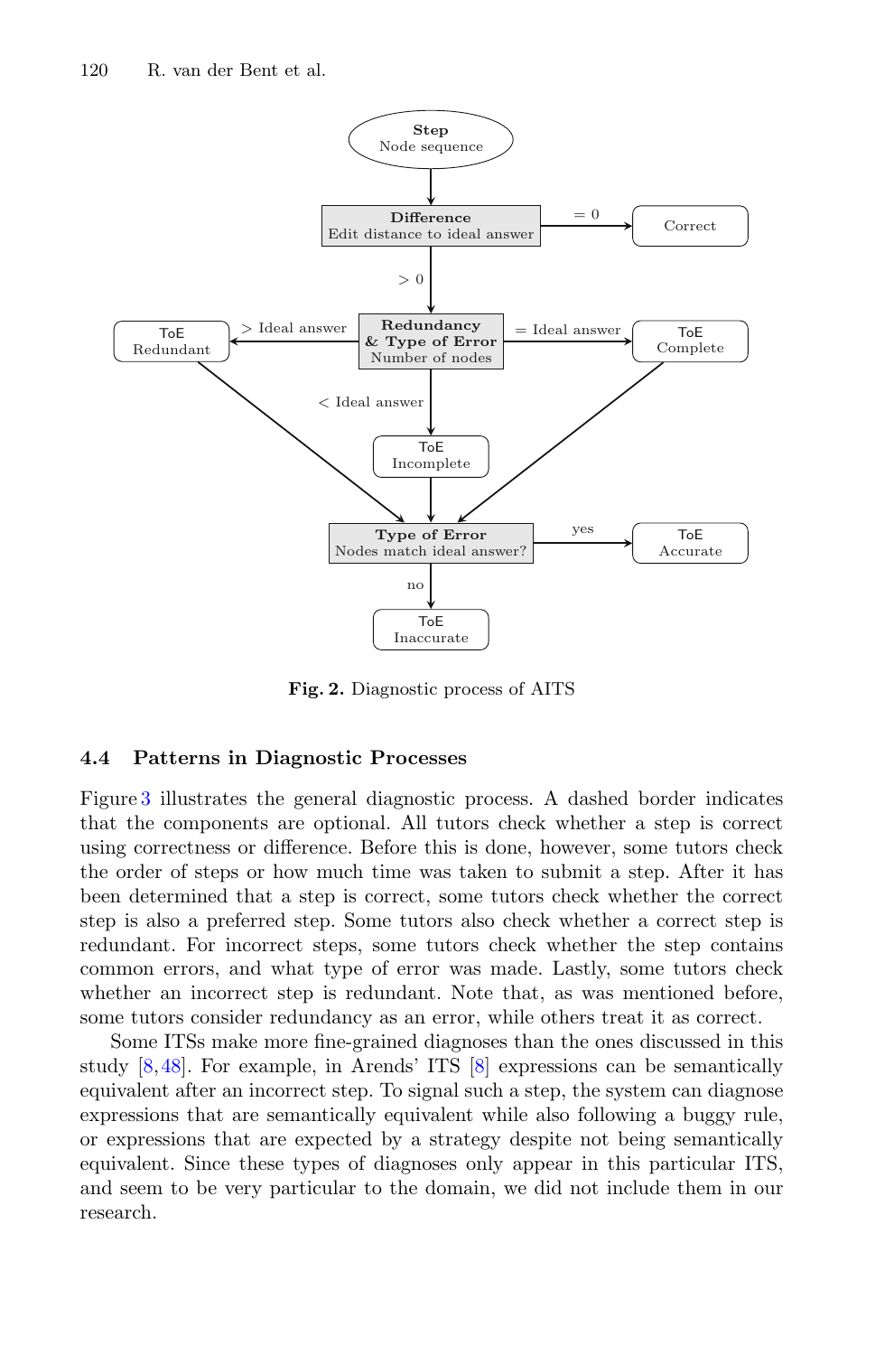Fig. 2. Diagnostic process of AITS

### 4.4 Patterns in Diagnostic Processes

Figure 3 illustrates the general diagnostic process. A dashed border indicates that the components are optional. All tutors check whether a step is correct using correctness or difference. Before this is done, however, some tutors check the order of steps or how much time was taken to submit a step. After it has been determined that a step is correct, some tutors check whether the correct step is also a preferred step. Some tutors also check whether a correct step is redundant. For incorrect steps, some tutors check whether the step contains common errors, and what type of error was made. Lastly, some tutors check whether an incorrect step is redundant. Note that, as was mentioned before, some tutors consider redundancy as an error, while others treat it as correct.

Some ITSs make more fine-grained diagnoses than the ones discussed in this study [8,48]. For example, in Arends' ITS [8] expressions can be semantically equivalent after an incorrect step. To signal such a step, the system can diagnose expressions that are semantically equivalent while also following a buggy rule, or expressions that are expected by a strategy despite not being semantically equivalent. Since these types of diagnoses only appear in this particular ITS, and seem to be very particular to the domain, we did not include them in our research.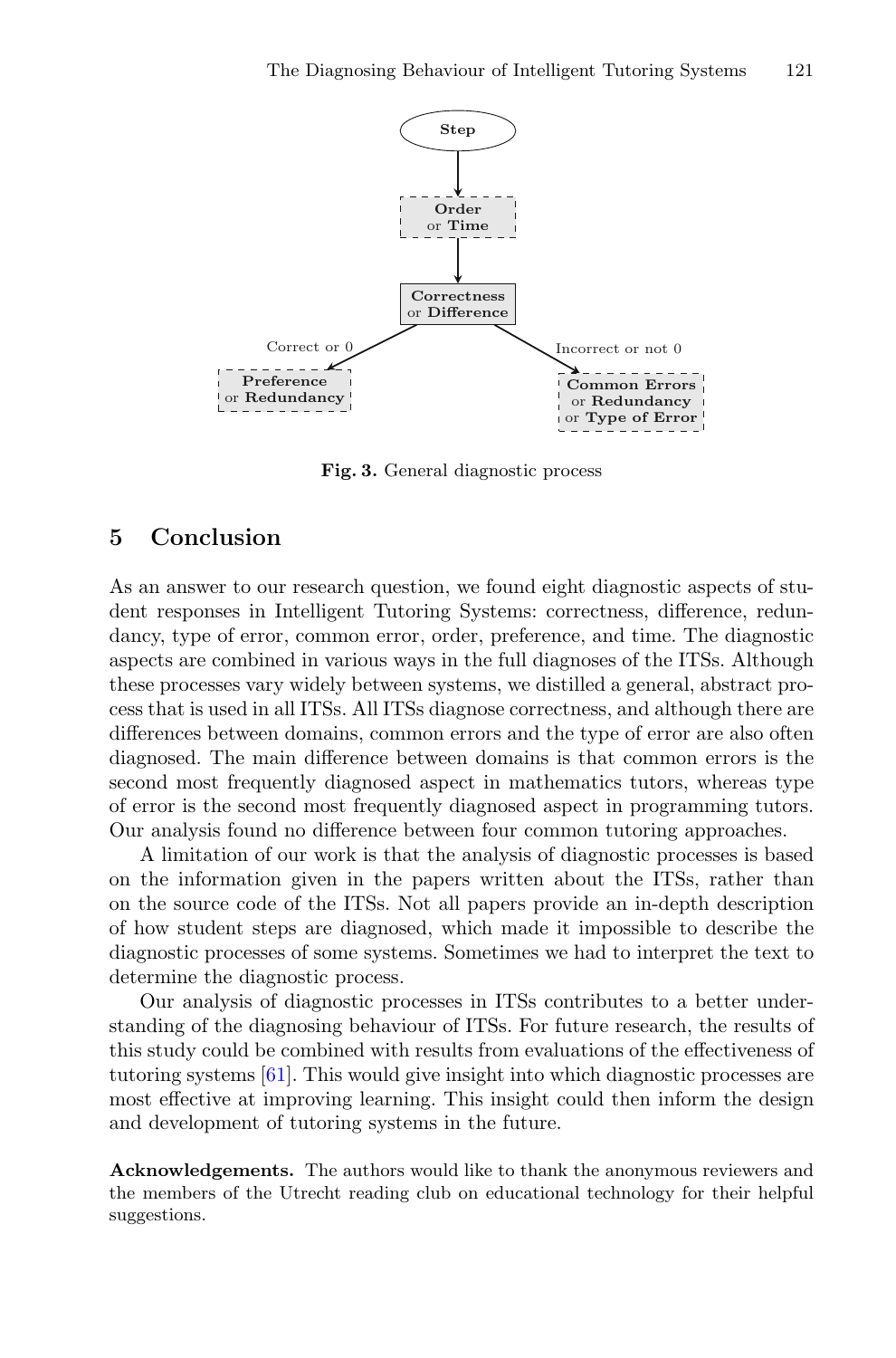Fig. 3. General diagnostic process

## 5 Conclusion

As an answer to our research question, we found eight diagnostic aspects of student responses in Intelligent Tutoring Systems: correctness, difference, redundancy, type of error, common error, order, preference, and time. The diagnostic aspects are combined in various ways in the full diagnoses of the ITSs. Although these processes vary widely between systems, we distilled a general, abstract process that is used in all ITSs. All ITSs diagnose correctness, and although there are differences between domains, common errors and the type of error are also often diagnosed. The main difference between domains is that common errors is the second most frequently diagnosed aspect in mathematics tutors, whereas type of error is the second most frequently diagnosed aspect in programming tutors. Our analysis found no difference between four common tutoring approaches.

A limitation of our work is that the analysis of diagnostic processes is based on the information given in the papers written about the ITSs, rather than on the source code of the ITSs. Not all papers provide an in-depth description of how student steps are diagnosed, which made it impossible to describe the diagnostic processes of some systems. Sometimes we had to interpret the text to determine the diagnostic process.

Our analysis of diagnostic processes in ITSs contributes to a better understanding of the diagnosing behaviour of ITSs. For future research, the results of this study could be combined with results from evaluations of the effectiveness of tutoring systems [61]. This would give insight into which diagnostic processes are most effective at improving learning. This insight could then inform the design and development of tutoring systems in the future.

**Acknowledgements.** The authors would like to thank the anonymous reviewers and the members of the Utrecht reading club on educational technology for their helpful suggestions.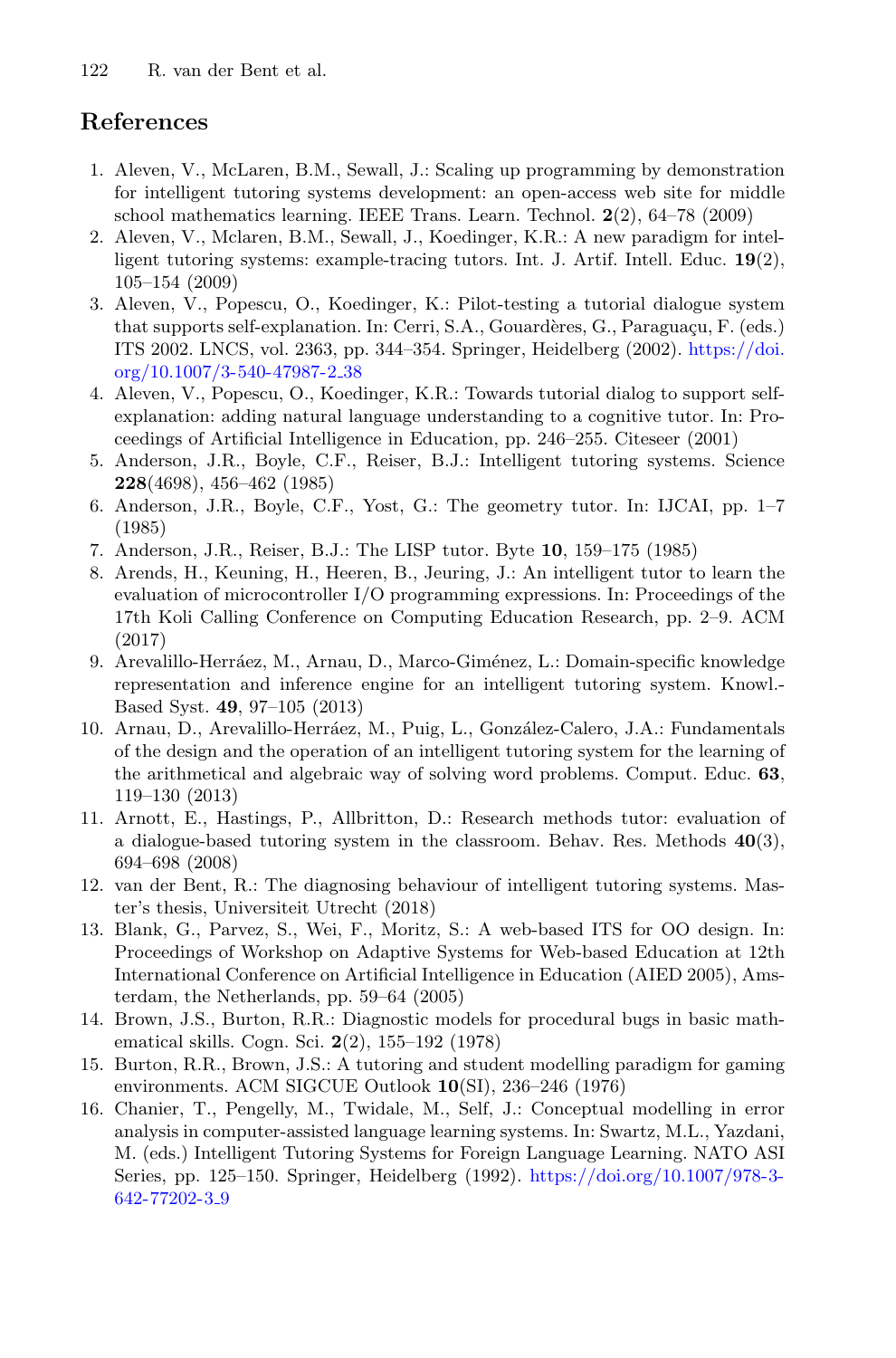## References

1. Aleven, V., McLaren, B.M., Sewall, J.: Scaling up programming by demonstration for intelligent tutoring systems development: an open-access web site for middle school mathematics learning. IEEE Trans. Learn. Technol. **2**(2), 64–78 (2009)
2. Aleven, V., Mclaren, B.M., Sewall, J., Koedinger, K.R.: A new paradigm for intelligent tutoring systems: example-tracing tutors. Int. J. Artif. Intell. Educ. **19**(2), 105–154 (2009)
3. Aleven, V., Popescu, O., Koedinger, K.: Pilot-testing a tutorial dialogue system that supports self-explanation. In: Cerri, S.A., Gouardères, G., Paraguaçu, F. (eds.) ITS 2002. LNCS, vol. 2363, pp. 344–354. Springer, Heidelberg (2002). https://doi.org/10.1007/3-540-47987-2_38
4. Aleven, V., Popescu, O., Koedinger, K.R.: Towards tutorial dialog to support self-explanation: adding natural language understanding to a cognitive tutor. In: Proceedings of Artificial Intelligence in Education, pp. 246–255. Citeseer (2001)
5. Anderson, J.R., Boyle, C.F., Reiser, B.J.: Intelligent tutoring systems. Science **228**(4698), 456–462 (1985)
6. Anderson, J.R., Boyle, C.F., Yost, G.: The geometry tutor. In: IJCAI, pp. 1–7 (1985)
7. Anderson, J.R., Reiser, B.J.: The LISP tutor. Byte **10**, 159–175 (1985)
8. Arends, H., Keuning, H., Heeren, B., Jeuring, J.: An intelligent tutor to learn the evaluation of microcontroller I/O programming expressions. In: Proceedings of the 17th Koli Calling Conference on Computing Education Research, pp. 2–9. ACM (2017)
9. Arevalillo-Herráez, M., Arnau, D., Marco-Giménez, L.: Domain-specific knowledge representation and inference engine for an intelligent tutoring system. Knowl.-Based Syst. **49**, 97–105 (2013)
10. Arnau, D., Arevalillo-Herráez, M., Puig, L., González-Calero, J.A.: Fundamentals of the design and the operation of an intelligent tutoring system for the learning of the arithmetical and algebraic way of solving word problems. Comput. Educ. **63**, 119–130 (2013)
11. Arnott, E., Hastings, P., Allbritton, D.: Research methods tutor: evaluation of a dialogue-based tutoring system in the classroom. Behav. Res. Methods **40**(3), 694–698 (2008)
12. van der Bent, R.: The diagnosing behaviour of intelligent tutoring systems. Master's thesis, Universiteit Utrecht (2018)
13. Blank, G., Parvez, S., Wei, F., Moritz, S.: A web-based ITS for OO design. In: Proceedings of Workshop on Adaptive Systems for Web-based Education at 12th International Conference on Artificial Intelligence in Education (AIED 2005), Amsterdam, the Netherlands, pp. 59–64 (2005)
14. Brown, J.S., Burton, R.R.: Diagnostic models for procedural bugs in basic mathematical skills. Cogn. Sci. **2**(2), 155–192 (1978)
15. Burton, R.R., Brown, J.S.: A tutoring and student modelling paradigm for gaming environments. ACM SIGCUE Outlook **10**(SI), 236–246 (1976)
16. Chanier, T., Pengelly, M., Twidale, M., Self, J.: Conceptual modelling in error analysis in computer-assisted language learning systems. In: Swartz, M.L., Yazdani, M. (eds.) Intelligent Tutoring Systems for Foreign Language Learning. NATO ASI Series, pp. 125–150. Springer, Heidelberg (1992). https://doi.org/10.1007/978-3-642-77202-3_9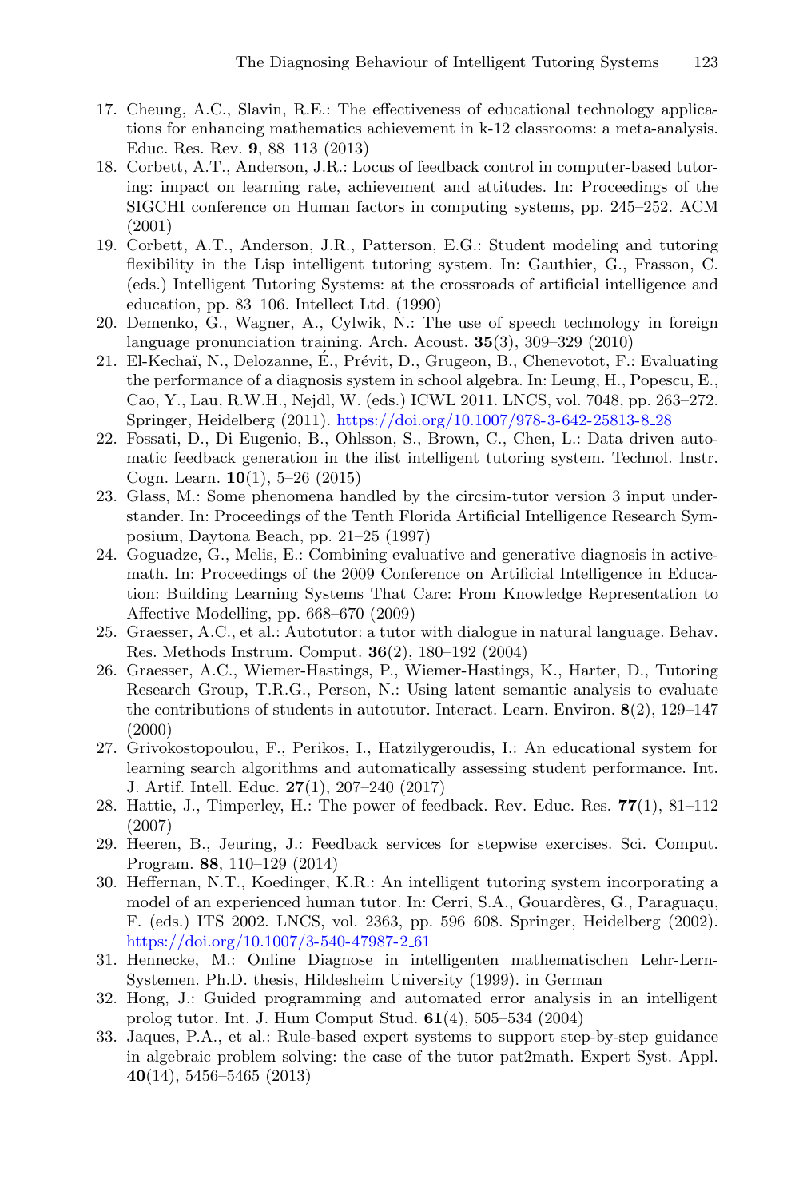17. Cheung, A.C., Slavin, R.E.: The effectiveness of educational technology applications for enhancing mathematics achievement in k-12 classrooms: a meta-analysis. Educ. Res. Rev. **9**, 88–113 (2013)
18. Corbett, A.T., Anderson, J.R.: Locus of feedback control in computer-based tutoring: impact on learning rate, achievement and attitudes. In: Proceedings of the SIGCHI conference on Human factors in computing systems, pp. 245–252. ACM (2001)
19. Corbett, A.T., Anderson, J.R., Patterson, E.G.: Student modeling and tutoring flexibility in the Lisp intelligent tutoring system. In: Gauthier, G., Frasson, C. (eds.) Intelligent Tutoring Systems: at the crossroads of artificial intelligence and education, pp. 83–106. Intellect Ltd. (1990)
20. Demenko, G., Wagner, A., Cylwik, N.: The use of speech technology in foreign language pronunciation training. Arch. Acoust. **35**(3), 309–329 (2010)
21. El-Kechaï, N., Delozanne, É., Prévit, D., Grugeon, B., Chenevotot, F.: Evaluating the performance of a diagnosis system in school algebra. In: Leung, H., Popescu, E., Cao, Y., Lau, R.W.H., Nejdl, W. (eds.) ICWL 2011. LNCS, vol. 7048, pp. 263–272. Springer, Heidelberg (2011). https://doi.org/10.1007/978-3-642-25813-8_28
22. Fossati, D., Di Eugenio, B., Ohlsson, S., Brown, C., Chen, L.: Data driven automatic feedback generation in the ilist intelligent tutoring system. Technol. Instr. Cogn. Learn. **10**(1), 5–26 (2015)
23. Glass, M.: Some phenomena handled by the circsim-tutor version 3 input understander. In: Proceedings of the Tenth Florida Artificial Intelligence Research Symposium, Daytona Beach, pp. 21–25 (1997)
24. Goguadze, G., Melis, E.: Combining evaluative and generative diagnosis in activemath. In: Proceedings of the 2009 Conference on Artificial Intelligence in Education: Building Learning Systems That Care: From Knowledge Representation to Affective Modelling, pp. 668–670 (2009)
25. Graesser, A.C., et al.: Autotutor: a tutor with dialogue in natural language. Behav. Res. Methods Instrum. Comput. **36**(2), 180–192 (2004)
26. Graesser, A.C., Wiemer-Hastings, P., Wiemer-Hastings, K., Harter, D., Tutoring Research Group, T.R.G., Person, N.: Using latent semantic analysis to evaluate the contributions of students in autotutor. Interact. Learn. Environ. **8**(2), 129–147 (2000)
27. Grivokostopoulou, F., Perikos, I., Hatzilygeroudis, I.: An educational system for learning search algorithms and automatically assessing student performance. Int. J. Artif. Intell. Educ. **27**(1), 207–240 (2017)
28. Hattie, J., Timperley, H.: The power of feedback. Rev. Educ. Res. **77**(1), 81–112 (2007)
29. Heeren, B., Jeuring, J.: Feedback services for stepwise exercises. Sci. Comput. Program. **88**, 110–129 (2014)
30. Heffernan, N.T., Koedinger, K.R.: An intelligent tutoring system incorporating a model of an experienced human tutor. In: Cerri, S.A., Gouardères, G., Paraguaçu, F. (eds.) ITS 2002. LNCS, vol. 2363, pp. 596–608. Springer, Heidelberg (2002). https://doi.org/10.1007/3-540-47987-2_61
31. Hennecke, M.: Online Diagnose in intelligenten mathematischen Lehr-Lern-Systemen. Ph.D. thesis, Hildesheim University (1999). in German
32. Hong, J.: Guided programming and automated error analysis in an intelligent prolog tutor. Int. J. Hum Comput Stud. **61**(4), 505–534 (2004)
33. Jaques, P.A., et al.: Rule-based expert systems to support step-by-step guidance in algebraic problem solving: the case of the tutor pat2math. Expert Syst. Appl. **40**(14), 5456–5465 (2013)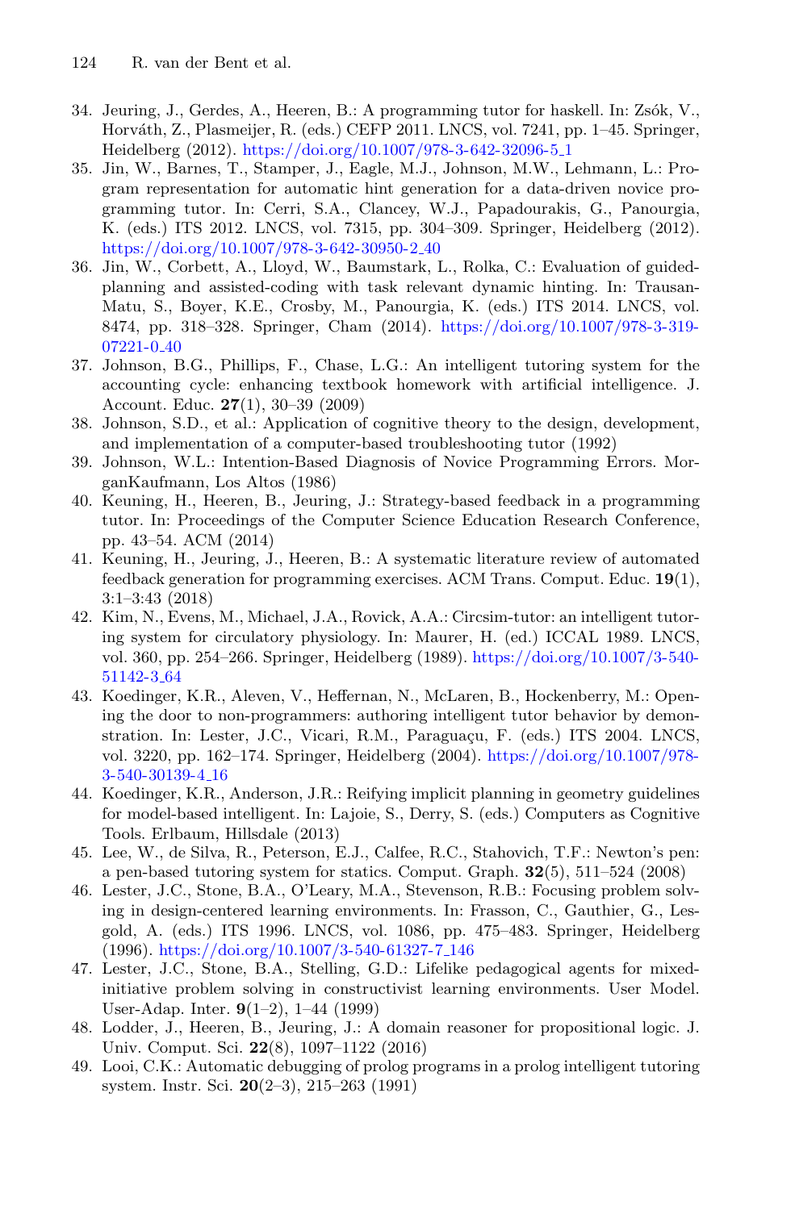34. Jeuring, J., Gerdes, A., Heeren, B.: A programming tutor for haskell. In: Zsók, V., Horváth, Z., Plasmeijer, R. (eds.) CEFP 2011. LNCS, vol. 7241, pp. 1–45. Springer, Heidelberg (2012). https://doi.org/10.1007/978-3-642-32096-5_1
35. Jin, W., Barnes, T., Stamper, J., Eagle, M.J., Johnson, M.W., Lehmann, L.: Program representation for automatic hint generation for a data-driven novice programming tutor. In: Cerri, S.A., Clancey, W.J., Papadourakis, G., Panourgia, K. (eds.) ITS 2012. LNCS, vol. 7315, pp. 304–309. Springer, Heidelberg (2012). https://doi.org/10.1007/978-3-642-30950-2_40
36. Jin, W., Corbett, A., Lloyd, W., Baumstark, L., Rolka, C.: Evaluation of guided-planning and assisted-coding with task relevant dynamic hinting. In: Trausan-Matu, S., Boyer, K.E., Crosby, M., Panourgia, K. (eds.) ITS 2014. LNCS, vol. 8474, pp. 318–328. Springer, Cham (2014). https://doi.org/10.1007/978-3-319-07221-0_40
37. Johnson, B.G., Phillips, F., Chase, L.G.: An intelligent tutoring system for the accounting cycle: enhancing textbook homework with artificial intelligence. J. Account. Educ. **27**(1), 30–39 (2009)
38. Johnson, S.D., et al.: Application of cognitive theory to the design, development, and implementation of a computer-based troubleshooting tutor (1992)
39. Johnson, W.L.: Intention-Based Diagnosis of Novice Programming Errors. MorganKaufmann, Los Altos (1986)
40. Keuning, H., Heeren, B., Jeuring, J.: Strategy-based feedback in a programming tutor. In: Proceedings of the Computer Science Education Research Conference, pp. 43–54. ACM (2014)
41. Keuning, H., Jeuring, J., Heeren, B.: A systematic literature review of automated feedback generation for programming exercises. ACM Trans. Comput. Educ. **19**(1), 3:1–3:43 (2018)
42. Kim, N., Evens, M., Michael, J.A., Rovick, A.A.: Circsim-tutor: an intelligent tutoring system for circulatory physiology. In: Maurer, H. (ed.) ICCAL 1989. LNCS, vol. 360, pp. 254–266. Springer, Heidelberg (1989). https://doi.org/10.1007/3-540-51142-3_64
43. Koedinger, K.R., Aleven, V., Heffernan, N., McLaren, B., Hockenberry, M.: Opening the door to non-programmers: authoring intelligent tutor behavior by demonstration. In: Lester, J.C., Vicari, R.M., Paraguaçu, F. (eds.) ITS 2004. LNCS, vol. 3220, pp. 162–174. Springer, Heidelberg (2004). https://doi.org/10.1007/978-3-540-30139-4_16
44. Koedinger, K.R., Anderson, J.R.: Reifying implicit planning in geometry guidelines for model-based intelligent. In: Lajoie, S., Derry, S. (eds.) Computers as Cognitive Tools. Erlbaum, Hillsdale (2013)
45. Lee, W., de Silva, R., Peterson, E.J., Calfee, R.C., Stahovich, T.F.: Newton's pen: a pen-based tutoring system for statics. Comput. Graph. **32**(5), 511–524 (2008)
46. Lester, J.C., Stone, B.A., O'Leary, M.A., Stevenson, R.B.: Focusing problem solving in design-centered learning environments. In: Frasson, C., Gauthier, G., Lesgold, A. (eds.) ITS 1996. LNCS, vol. 1086, pp. 475–483. Springer, Heidelberg (1996). https://doi.org/10.1007/3-540-61327-7_146
47. Lester, J.C., Stone, B.A., Stelling, G.D.: Lifelike pedagogical agents for mixed-initiative problem solving in constructivist learning environments. User Model. User-Adap. Inter. **9**(1–2), 1–44 (1999)
48. Lodder, J., Heeren, B., Jeuring, J.: A domain reasoner for propositional logic. J. Univ. Comput. Sci. **22**(8), 1097–1122 (2016)
49. Looi, C.K.: Automatic debugging of prolog programs in a prolog intelligent tutoring system. Instr. Sci. **20**(2–3), 215–263 (1991)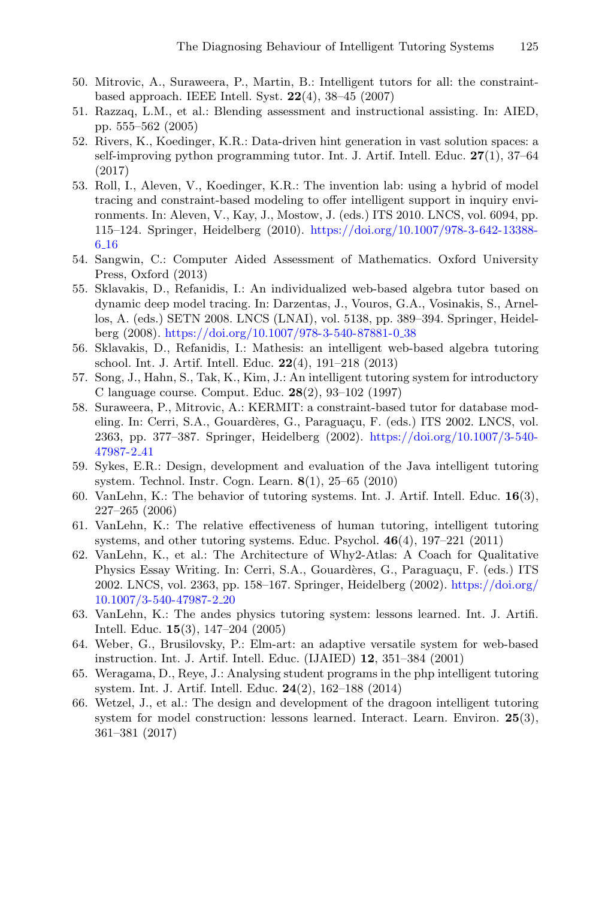50. Mitrovic, A., Suraweera, P., Martin, B.: Intelligent tutors for all: the constraint-based approach. IEEE Intell. Syst. **22**(4), 38–45 (2007)
51. Razzaq, L.M., et al.: Blending assessment and instructional assisting. In: AIED, pp. 555–562 (2005)
52. Rivers, K., Koedinger, K.R.: Data-driven hint generation in vast solution spaces: a self-improving python programming tutor. Int. J. Artif. Intell. Educ. **27**(1), 37–64 (2017)
53. Roll, I., Aleven, V., Koedinger, K.R.: The invention lab: using a hybrid of model tracing and constraint-based modeling to offer intelligent support in inquiry environments. In: Aleven, V., Kay, J., Mostow, J. (eds.) ITS 2010. LNCS, vol. 6094, pp. 115–124. Springer, Heidelberg (2010). https://doi.org/10.1007/978-3-642-13388-6_16
54. Sangwin, C.: Computer Aided Assessment of Mathematics. Oxford University Press, Oxford (2013)
55. Sklavakis, D., Refanidis, I.: An individualized web-based algebra tutor based on dynamic deep model tracing. In: Darzentas, J., Vouros, G.A., Vosinakis, S., Arnellos, A. (eds.) SETN 2008. LNCS (LNAI), vol. 5138, pp. 389–394. Springer, Heidelberg (2008). https://doi.org/10.1007/978-3-540-87881-0_38
56. Sklavakis, D., Refanidis, I.: Mathesis: an intelligent web-based algebra tutoring school. Int. J. Artif. Intell. Educ. **22**(4), 191–218 (2013)
57. Song, J., Hahn, S., Tak, K., Kim, J.: An intelligent tutoring system for introductory C language course. Comput. Educ. **28**(2), 93–102 (1997)
58. Suraweera, P., Mitrovic, A.: KERMIT: a constraint-based tutor for database modeling. In: Cerri, S.A., Gouardères, G., Paraguaçu, F. (eds.) ITS 2002. LNCS, vol. 2363, pp. 377–387. Springer, Heidelberg (2002). https://doi.org/10.1007/3-540-47987-2_41
59. Sykes, E.R.: Design, development and evaluation of the Java intelligent tutoring system. Technol. Instr. Cogn. Learn. **8**(1), 25–65 (2010)
60. VanLehn, K.: The behavior of tutoring systems. Int. J. Artif. Intell. Educ. **16**(3), 227–265 (2006)
61. VanLehn, K.: The relative effectiveness of human tutoring, intelligent tutoring systems, and other tutoring systems. Educ. Psychol. **46**(4), 197–221 (2011)
62. VanLehn, K., et al.: The Architecture of Why2-Atlas: A Coach for Qualitative Physics Essay Writing. In: Cerri, S.A., Gouardères, G., Paraguaçu, F. (eds.) ITS 2002. LNCS, vol. 2363, pp. 158–167. Springer, Heidelberg (2002). https://doi.org/10.1007/3-540-47987-2_20
63. VanLehn, K.: The andes physics tutoring system: lessons learned. Int. J. Artifi. Intell. Educ. **15**(3), 147–204 (2005)
64. Weber, G., Brusilovsky, P.: Elm-art: an adaptive versatile system for web-based instruction. Int. J. Artif. Intell. Educ. (IJAIED) **12**, 351–384 (2001)
65. Weragama, D., Reye, J.: Analysing student programs in the php intelligent tutoring system. Int. J. Artif. Intell. Educ. **24**(2), 162–188 (2014)
66. Wetzel, J., et al.: The design and development of the dragoon intelligent tutoring system for model construction: lessons learned. Interact. Learn. Environ. **25**(3), 361–381 (2017)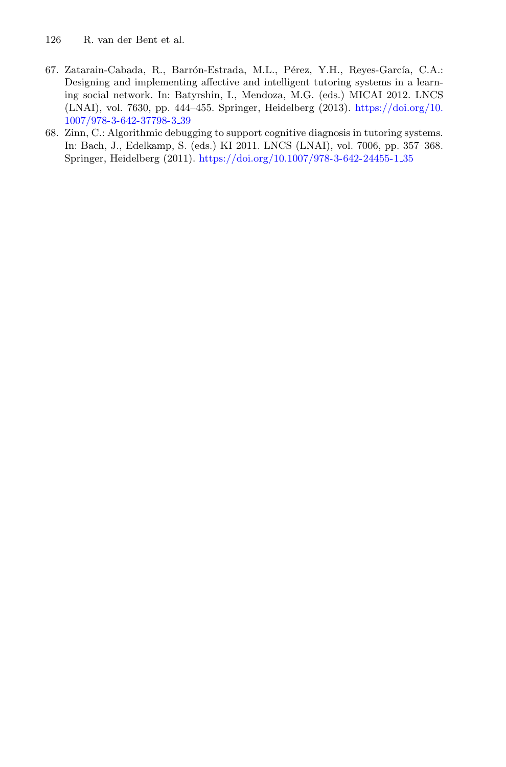67. Zatarain-Cabada, R., Barrón-Estrada, M.L., Pérez, Y.H., Reyes-García, C.A.: Designing and implementing affective and intelligent tutoring systems in a learning social network. In: Batyrshin, I., Mendoza, M.G. (eds.) MICAI 2012. LNCS (LNAI), vol. 7630, pp. 444–455. Springer, Heidelberg (2013). https://doi.org/10.1007/978-3-642-37798-3_39
68. Zinn, C.: Algorithmic debugging to support cognitive diagnosis in tutoring systems. In: Bach, J., Edelkamp, S. (eds.) KI 2011. LNCS (LNAI), vol. 7006, pp. 357–368. Springer, Heidelberg (2011). https://doi.org/10.1007/978-3-642-24455-1_35